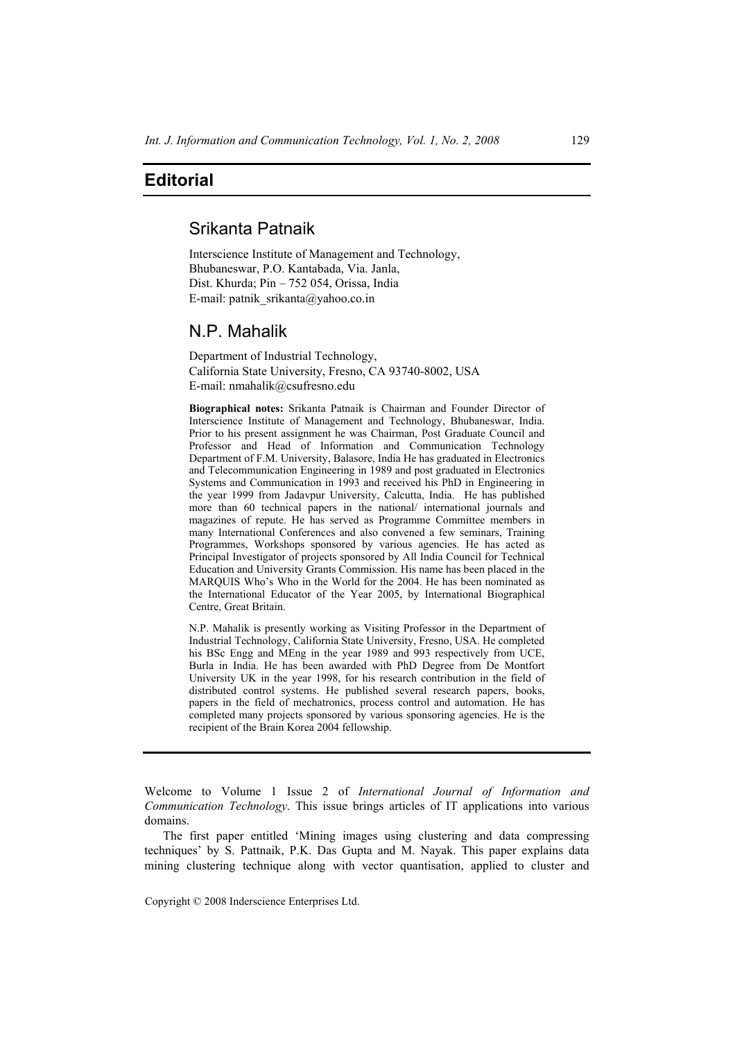# Editorial

## Srikanta Patnaik

Interscience Institute of Management and Technology,
Bhubaneswar, P.O. Kantabada, Via. Janla,
Dist. Khurda; Pin – 752 054, Orissa, India
E-mail: patnik_srikanta@yahoo.co.in

## N.P. Mahalik

Department of Industrial Technology,
California State University, Fresno, CA 93740-8002, USA
E-mail: nmahalik@csufresno.edu

**Biographical notes:** Srikanta Patnaik is Chairman and Founder Director of Interscience Institute of Management and Technology, Bhubaneswar, India. Prior to his present assignment he was Chairman, Post Graduate Council and Professor and Head of Information and Communication Technology Department of F.M. University, Balasore, India He has graduated in Electronics and Telecommunication Engineering in 1989 and post graduated in Electronics Systems and Communication in 1993 and received his PhD in Engineering in the year 1999 from Jadavpur University, Calcutta, India. He has published more than 60 technical papers in the national/ international journals and magazines of repute. He has served as Programme Committee members in many International Conferences and also convened a few seminars, Training Programmes, Workshops sponsored by various agencies. He has acted as Principal Investigator of projects sponsored by All India Council for Technical Education and University Grants Commission. His name has been placed in the MARQUIS Who's Who in the World for the 2004. He has been nominated as the International Educator of the Year 2005, by International Biographical Centre, Great Britain.

N.P. Mahalik is presently working as Visiting Professor in the Department of Industrial Technology, California State University, Fresno, USA. He completed his BSc Engg and MEng in the year 1989 and 993 respectively from UCE, Burla in India. He has been awarded with PhD Degree from De Montfort University UK in the year 1998, for his research contribution in the field of distributed control systems. He published several research papers, books, papers in the field of mechatronics, process control and automation. He has completed many projects sponsored by various sponsoring agencies. He is the recipient of the Brain Korea 2004 fellowship.

---

Welcome to Volume 1 Issue 2 of *International Journal of Information and Communication Technology*. This issue brings articles of IT applications into various domains.

The first paper entitled 'Mining images using clustering and data compressing techniques' by S. Pattnaik, P.K. Das Gupta and M. Nayak. This paper explains data mining clustering technique along with vector quantisation, applied to cluster and

Copyright © 2008 Inderscience Enterprises Ltd.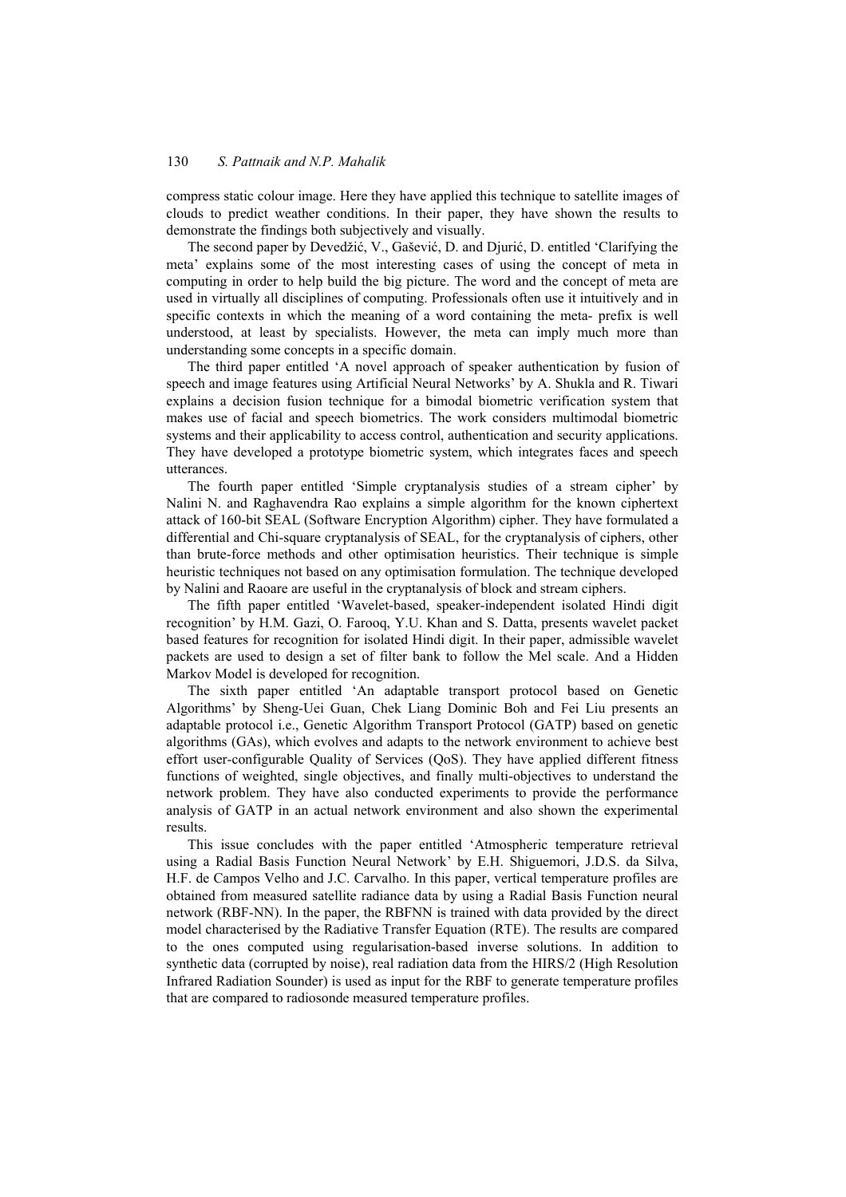compress static colour image. Here they have applied this technique to satellite images of clouds to predict weather conditions. In their paper, they have shown the results to demonstrate the findings both subjectively and visually.

The second paper by Devedžić, V., Gašević, D. and Djurić, D. entitled 'Clarifying the meta' explains some of the most interesting cases of using the concept of meta in computing in order to help build the big picture. The word and the concept of meta are used in virtually all disciplines of computing. Professionals often use it intuitively and in specific contexts in which the meaning of a word containing the meta- prefix is well understood, at least by specialists. However, the meta can imply much more than understanding some concepts in a specific domain.

The third paper entitled 'A novel approach of speaker authentication by fusion of speech and image features using Artificial Neural Networks' by A. Shukla and R. Tiwari explains a decision fusion technique for a bimodal biometric verification system that makes use of facial and speech biometrics. The work considers multimodal biometric systems and their applicability to access control, authentication and security applications. They have developed a prototype biometric system, which integrates faces and speech utterances.

The fourth paper entitled 'Simple cryptanalysis studies of a stream cipher' by Nalini N. and Raghavendra Rao explains a simple algorithm for the known ciphertext attack of 160-bit SEAL (Software Encryption Algorithm) cipher. They have formulated a differential and Chi-square cryptanalysis of SEAL, for the cryptanalysis of ciphers, other than brute-force methods and other optimisation heuristics. Their technique is simple heuristic techniques not based on any optimisation formulation. The technique developed by Nalini and Raoare are useful in the cryptanalysis of block and stream ciphers.

The fifth paper entitled 'Wavelet-based, speaker-independent isolated Hindi digit recognition' by H.M. Gazi, O. Farooq, Y.U. Khan and S. Datta, presents wavelet packet based features for recognition for isolated Hindi digit. In their paper, admissible wavelet packets are used to design a set of filter bank to follow the Mel scale. And a Hidden Markov Model is developed for recognition.

The sixth paper entitled 'An adaptable transport protocol based on Genetic Algorithms' by Sheng-Uei Guan, Chek Liang Dominic Boh and Fei Liu presents an adaptable protocol i.e., Genetic Algorithm Transport Protocol (GATP) based on genetic algorithms (GAs), which evolves and adapts to the network environment to achieve best effort user-configurable Quality of Services (QoS). They have applied different fitness functions of weighted, single objectives, and finally multi-objectives to understand the network problem. They have also conducted experiments to provide the performance analysis of GATP in an actual network environment and also shown the experimental results.

This issue concludes with the paper entitled 'Atmospheric temperature retrieval using a Radial Basis Function Neural Network' by E.H. Shiguemori, J.D.S. da Silva, H.F. de Campos Velho and J.C. Carvalho. In this paper, vertical temperature profiles are obtained from measured satellite radiance data by using a Radial Basis Function neural network (RBF-NN). In the paper, the RBFNN is trained with data provided by the direct model characterised by the Radiative Transfer Equation (RTE). The results are compared to the ones computed using regularisation-based inverse solutions. In addition to synthetic data (corrupted by noise), real radiation data from the HIRS/2 (High Resolution Infrared Radiation Sounder) is used as input for the RBF to generate temperature profiles that are compared to radiosonde measured temperature profiles.